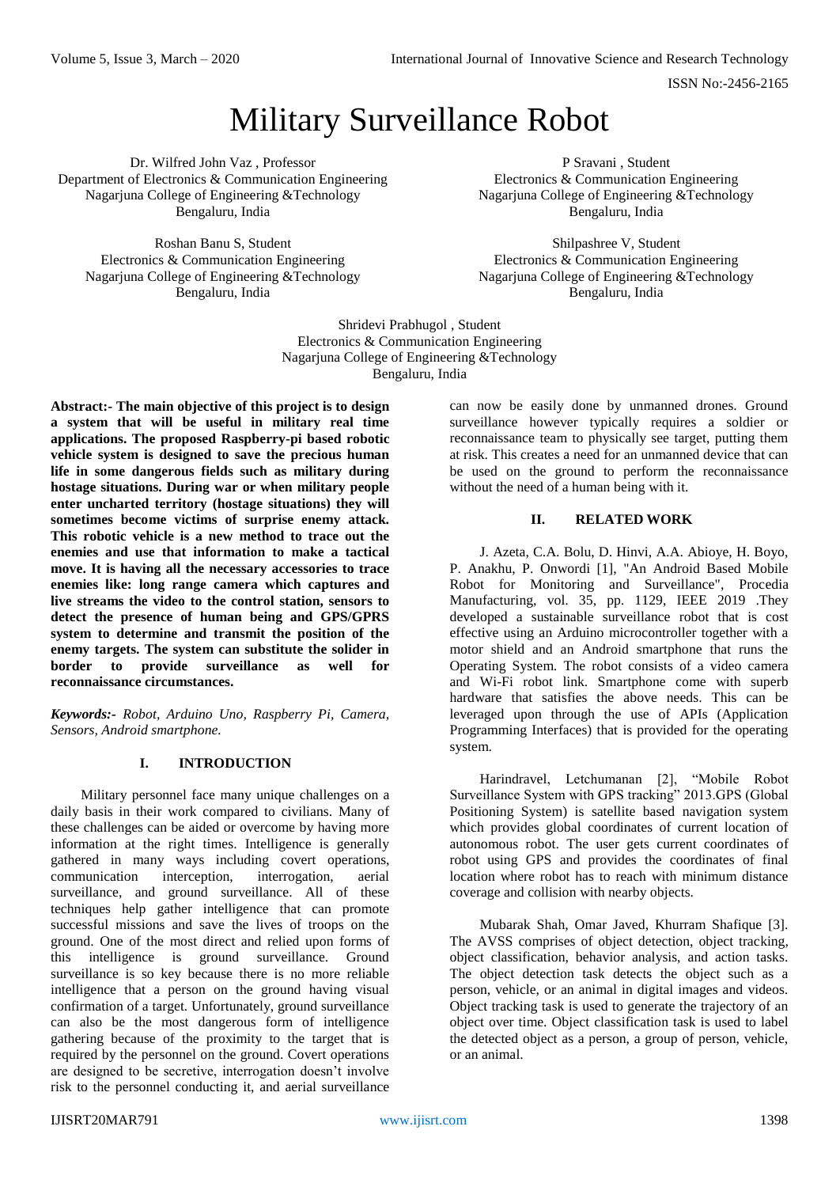# Military Surveillance Robot

Dr. Wilfred John Vaz , Professor
Department of Electronics & Communication Engineering
Nagarjuna College of Engineering &Technology
Bengaluru, India

P Sravani , Student
Electronics & Communication Engineering
Nagarjuna College of Engineering &Technology
Bengaluru, India

Roshan Banu S, Student
Electronics & Communication Engineering
Nagarjuna College of Engineering &Technology
Bengaluru, India

Shilpashree V, Student
Electronics & Communication Engineering
Nagarjuna College of Engineering &Technology
Bengaluru, India

Shridevi Prabhugol , Student
Electronics & Communication Engineering
Nagarjuna College of Engineering &Technology
Bengaluru, India

**Abstract:- The main objective of this project is to design a system that will be useful in military real time applications. The proposed Raspberry-pi based robotic vehicle system is designed to save the precious human life in some dangerous fields such as military during hostage situations. During war or when military people enter uncharted territory (hostage situations) they will sometimes become victims of surprise enemy attack. This robotic vehicle is a new method to trace out the enemies and use that information to make a tactical move. It is having all the necessary accessories to trace enemies like: long range camera which captures and live streams the video to the control station, sensors to detect the presence of human being and GPS/GPRS system to determine and transmit the position of the enemy targets. The system can substitute the solider in border to provide surveillance as well for reconnaissance circumstances.**

***Keywords:-*** *Robot, Arduino Uno, Raspberry Pi, Camera, Sensors, Android smartphone.*

## I. INTRODUCTION

Military personnel face many unique challenges on a daily basis in their work compared to civilians. Many of these challenges can be aided or overcome by having more information at the right times. Intelligence is generally gathered in many ways including covert operations, communication interception, interrogation, aerial surveillance, and ground surveillance. All of these techniques help gather intelligence that can promote successful missions and save the lives of troops on the ground. One of the most direct and relied upon forms of this intelligence is ground surveillance. Ground surveillance is so key because there is no more reliable intelligence that a person on the ground having visual confirmation of a target. Unfortunately, ground surveillance can also be the most dangerous form of intelligence gathering because of the proximity to the target that is required by the personnel on the ground. Covert operations are designed to be secretive, interrogation doesn't involve risk to the personnel conducting it, and aerial surveillance can now be easily done by unmanned drones. Ground surveillance however typically requires a soldier or reconnaissance team to physically see target, putting them at risk. This creates a need for an unmanned device that can be used on the ground to perform the reconnaissance without the need of a human being with it.

## II. RELATED WORK

J. Azeta, C.A. Bolu, D. Hinvi, A.A. Abioye, H. Boyo, P. Anakhu, P. Onwordi [1], "An Android Based Mobile Robot for Monitoring and Surveillance", Procedia Manufacturing, vol. 35, pp. 1129, IEEE 2019 .They developed a sustainable surveillance robot that is cost effective using an Arduino microcontroller together with a motor shield and an Android smartphone that runs the Operating System. The robot consists of a video camera and Wi-Fi robot link. Smartphone come with superb hardware that satisfies the above needs. This can be leveraged upon through the use of APIs (Application Programming Interfaces) that is provided for the operating system.

Harindravel, Letchumanan [2], "Mobile Robot Surveillance System with GPS tracking" 2013.GPS (Global Positioning System) is satellite based navigation system which provides global coordinates of current location of autonomous robot. The user gets current coordinates of robot using GPS and provides the coordinates of final location where robot has to reach with minimum distance coverage and collision with nearby objects.

Mubarak Shah, Omar Javed, Khurram Shafique [3]. The AVSS comprises of object detection, object tracking, object classification, behavior analysis, and action tasks. The object detection task detects the object such as a person, vehicle, or an animal in digital images and videos. Object tracking task is used to generate the trajectory of an object over time. Object classification task is used to label the detected object as a person, a group of person, vehicle, or an animal.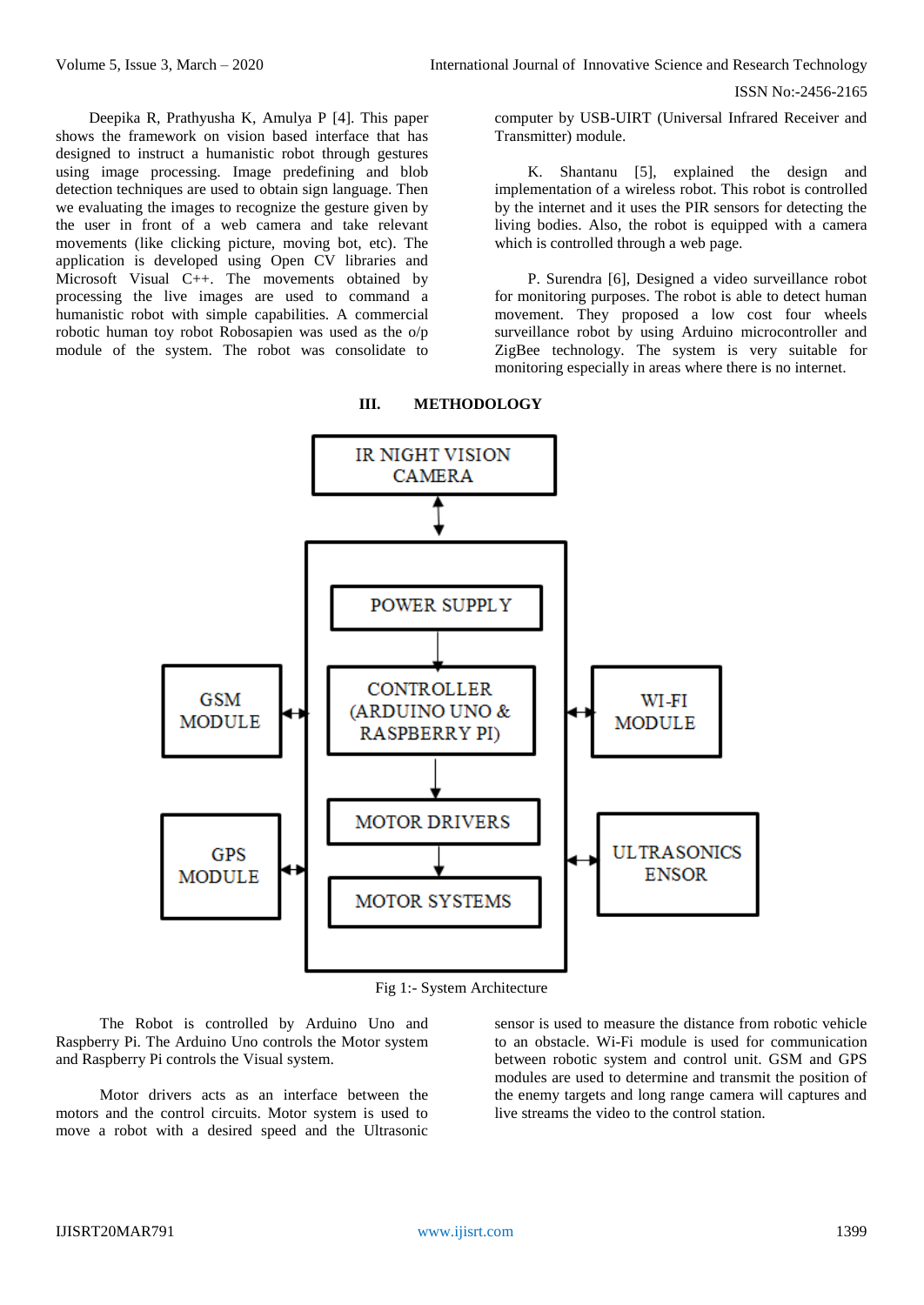Deepika R, Prathyusha K, Amulya P [4]. This paper shows the framework on vision based interface that has designed to instruct a humanistic robot through gestures using image processing. Image predefining and blob detection techniques are used to obtain sign language. Then we evaluating the images to recognize the gesture given by the user in front of a web camera and take relevant movements (like clicking picture, moving bot, etc). The application is developed using Open CV libraries and Microsoft Visual C++. The movements obtained by processing the live images are used to command a humanistic robot with simple capabilities. A commercial robotic human toy robot Robosapien was used as the o/p module of the system. The robot was consolidate to computer by USB-UIRT (Universal Infrared Receiver and Transmitter) module.

K. Shantanu [5], explained the design and implementation of a wireless robot. This robot is controlled by the internet and it uses the PIR sensors for detecting the living bodies. Also, the robot is equipped with a camera which is controlled through a web page.

P. Surendra [6], Designed a video surveillance robot for monitoring purposes. The robot is able to detect human movement. They proposed a low cost four wheels surveillance robot by using Arduino microcontroller and ZigBee technology. The system is very suitable for monitoring especially in areas where there is no internet.

## III. METHODOLOGY

IR NIGHT VISION CAMERA

POWER SUPPLY

GSM MODULE

CONTROLLER (ARDUINO UNO & RASPBERRY PI)

WI-FI MODULE

MOTOR DRIVERS

GPS MODULE

ULTRASONICS ENSOR

MOTOR SYSTEMS

Fig 1:- System Architecture

The Robot is controlled by Arduino Uno and Raspberry Pi. The Arduino Uno controls the Motor system and Raspberry Pi controls the Visual system.

Motor drivers acts as an interface between the motors and the control circuits. Motor system is used to move a robot with a desired speed and the Ultrasonic sensor is used to measure the distance from robotic vehicle to an obstacle. Wi-Fi module is used for communication between robotic system and control unit. GSM and GPS modules are used to determine and transmit the position of the enemy targets and long range camera will captures and live streams the video to the control station.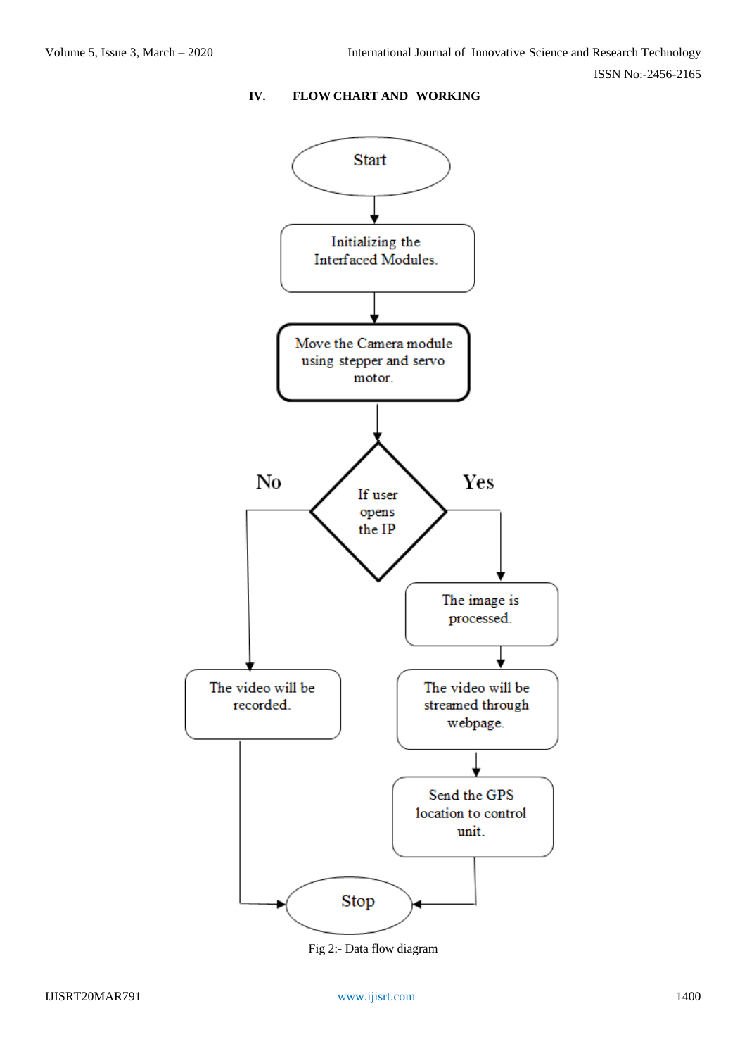## IV. FLOW CHART AND WORKING

Start

Initializing the Interfaced Modules.

Move the Camera module using stepper and servo motor.

If user opens the IP

No

Yes

The image is processed.

The video will be recorded.

The video will be streamed through webpage.

Send the GPS location to control unit.

Stop

Fig 2:- Data flow diagram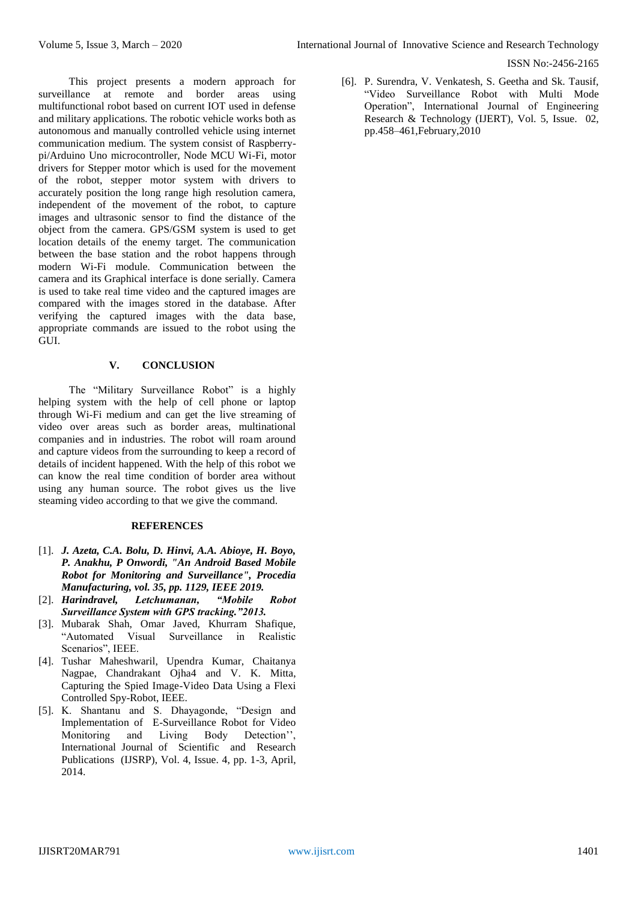This project presents a modern approach for surveillance at remote and border areas using multifunctional robot based on current IOT used in defense and military applications. The robotic vehicle works both as autonomous and manually controlled vehicle using internet communication medium. The system consist of Raspberry-pi/Arduino Uno microcontroller, Node MCU Wi-Fi, motor drivers for Stepper motor which is used for the movement of the robot, stepper motor system with drivers to accurately position the long range high resolution camera, independent of the movement of the robot, to capture images and ultrasonic sensor to find the distance of the object from the camera. GPS/GSM system is used to get location details of the enemy target. The communication between the base station and the robot happens through modern Wi-Fi module. Communication between the camera and its Graphical interface is done serially. Camera is used to take real time video and the captured images are compared with the images stored in the database. After verifying the captured images with the data base, appropriate commands are issued to the robot using the GUI.

## V. CONCLUSION

The "Military Surveillance Robot" is a highly helping system with the help of cell phone or laptop through Wi-Fi medium and can get the live streaming of video over areas such as border areas, multinational companies and in industries. The robot will roam around and capture videos from the surrounding to keep a record of details of incident happened. With the help of this robot we can know the real time condition of border area without using any human source. The robot gives us the live steaming video according to that we give the command.

## REFERENCES

[1]. ***J. Azeta, C.A. Bolu, D. Hinvi, A.A. Abioye, H. Boyo, P. Anakhu, P Onwordi, "An Android Based Mobile Robot for Monitoring and Surveillance", Procedia Manufacturing, vol. 35, pp. 1129, IEEE 2019.***

[2]. ***Harindravel, Letchumanan, "Mobile Robot Surveillance System with GPS tracking."2013.***

[3]. Mubarak Shah, Omar Javed, Khurram Shafique, "Automated Visual Surveillance in Realistic Scenarios", IEEE.

[4]. Tushar Maheshwaril, Upendra Kumar, Chaitanya Nagpae, Chandrakant Ojha4 and V. K. Mitta, Capturing the Spied Image-Video Data Using a Flexi Controlled Spy-Robot, IEEE.

[5]. K. Shantanu and S. Dhayagonde, "Design and Implementation of E-Surveillance Robot for Video Monitoring and Living Body Detection'', International Journal of Scientific and Research Publications (IJSRP), Vol. 4, Issue. 4, pp. 1-3, April, 2014.

[6]. P. Surendra, V. Venkatesh, S. Geetha and Sk. Tausif, "Video Surveillance Robot with Multi Mode Operation", International Journal of Engineering Research & Technology (IJERT), Vol. 5, Issue. 02, pp.458–461,February,2010